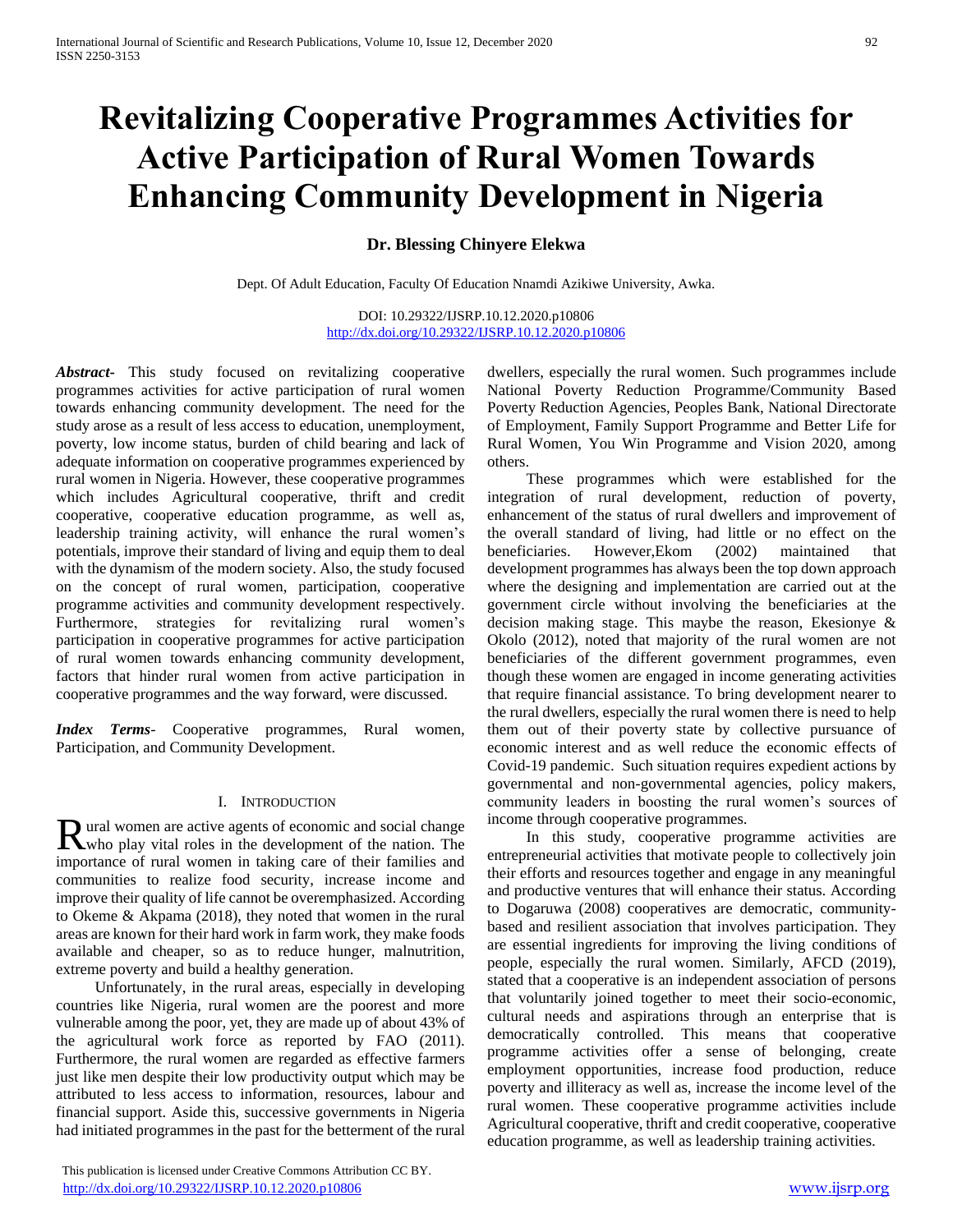# Revitalizing Cooperative Programmes Activities for Active Participation of Rural Women Towards Enhancing Community Development in Nigeria

**Dr. Blessing Chinyere Elekwa**

Dept. Of Adult Education, Faculty Of Education Nnamdi Azikiwe University, Awka.

DOI: 10.29322/IJSRP.10.12.2020.p10806
http://dx.doi.org/10.29322/IJSRP.10.12.2020.p10806

***Abstract-*** This study focused on revitalizing cooperative programmes activities for active participation of rural women towards enhancing community development. The need for the study arose as a result of less access to education, unemployment, poverty, low income status, burden of child bearing and lack of adequate information on cooperative programmes experienced by rural women in Nigeria. However, these cooperative programmes which includes Agricultural cooperative, thrift and credit cooperative, cooperative education programme, as well as, leadership training activity, will enhance the rural women's potentials, improve their standard of living and equip them to deal with the dynamism of the modern society. Also, the study focused on the concept of rural women, participation, cooperative programme activities and community development respectively. Furthermore, strategies for revitalizing rural women's participation in cooperative programmes for active participation of rural women towards enhancing community development, factors that hinder rural women from active participation in cooperative programmes and the way forward, were discussed.

***Index Terms-*** Cooperative programmes, Rural women, Participation, and Community Development.

## I. Introduction

Rural women are active agents of economic and social change who play vital roles in the development of the nation. The importance of rural women in taking care of their families and communities to realize food security, increase income and improve their quality of life cannot be overemphasized. According to Okeme & Akpama (2018), they noted that women in the rural areas are known for their hard work in farm work, they make foods available and cheaper, so as to reduce hunger, malnutrition, extreme poverty and build a healthy generation.

Unfortunately, in the rural areas, especially in developing countries like Nigeria, rural women are the poorest and more vulnerable among the poor, yet, they are made up of about 43% of the agricultural work force as reported by FAO (2011). Furthermore, the rural women are regarded as effective farmers just like men despite their low productivity output which may be attributed to less access to information, resources, labour and financial support. Aside this, successive governments in Nigeria had initiated programmes in the past for the betterment of the rural dwellers, especially the rural women. Such programmes include National Poverty Reduction Programme/Community Based Poverty Reduction Agencies, Peoples Bank, National Directorate of Employment, Family Support Programme and Better Life for Rural Women, You Win Programme and Vision 2020, among others.

These programmes which were established for the integration of rural development, reduction of poverty, enhancement of the status of rural dwellers and improvement of the overall standard of living, had little or no effect on the beneficiaries. However,Ekom (2002) maintained that development programmes has always been the top down approach where the designing and implementation are carried out at the government circle without involving the beneficiaries at the decision making stage. This maybe the reason, Ekesionye & Okolo (2012), noted that majority of the rural women are not beneficiaries of the different government programmes, even though these women are engaged in income generating activities that require financial assistance. To bring development nearer to the rural dwellers, especially the rural women there is need to help them out of their poverty state by collective pursuance of economic interest and as well reduce the economic effects of Covid-19 pandemic. Such situation requires expedient actions by governmental and non-governmental agencies, policy makers, community leaders in boosting the rural women's sources of income through cooperative programmes.

In this study, cooperative programme activities are entrepreneurial activities that motivate people to collectively join their efforts and resources together and engage in any meaningful and productive ventures that will enhance their status. According to Dogaruwa (2008) cooperatives are democratic, community-based and resilient association that involves participation. They are essential ingredients for improving the living conditions of people, especially the rural women. Similarly, AFCD (2019), stated that a cooperative is an independent association of persons that voluntarily joined together to meet their socio-economic, cultural needs and aspirations through an enterprise that is democratically controlled. This means that cooperative programme activities offer a sense of belonging, create employment opportunities, increase food production, reduce poverty and illiteracy as well as, increase the income level of the rural women. These cooperative programme activities include Agricultural cooperative, thrift and credit cooperative, cooperative education programme, as well as leadership training activities.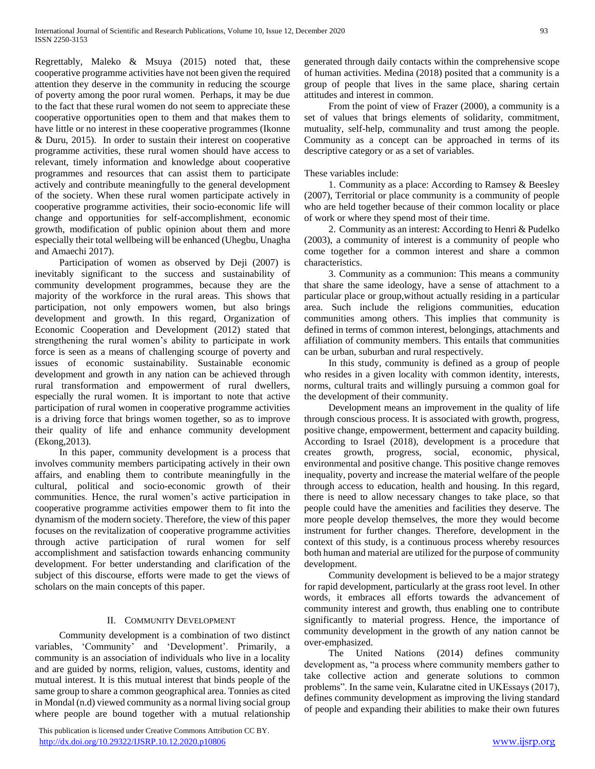Regrettably, Maleko & Msuya (2015) noted that, these cooperative programme activities have not been given the required attention they deserve in the community in reducing the scourge of poverty among the poor rural women. Perhaps, it may be due to the fact that these rural women do not seem to appreciate these cooperative opportunities open to them and that makes them to have little or no interest in these cooperative programmes (Ikonne & Duru, 2015). In order to sustain their interest on cooperative programme activities, these rural women should have access to relevant, timely information and knowledge about cooperative programmes and resources that can assist them to participate actively and contribute meaningfully to the general development of the society. When these rural women participate actively in cooperative programme activities, their socio-economic life will change and opportunities for self-accomplishment, economic growth, modification of public opinion about them and more especially their total wellbeing will be enhanced (Uhegbu, Unagha and Amaechi 2017).

Participation of women as observed by Deji (2007) is inevitably significant to the success and sustainability of community development programmes, because they are the majority of the workforce in the rural areas. This shows that participation, not only empowers women, but also brings development and growth. In this regard, Organization of Economic Cooperation and Development (2012) stated that strengthening the rural women's ability to participate in work force is seen as a means of challenging scourge of poverty and issues of economic sustainability. Sustainable economic development and growth in any nation can be achieved through rural transformation and empowerment of rural dwellers, especially the rural women. It is important to note that active participation of rural women in cooperative programme activities is a driving force that brings women together, so as to improve their quality of life and enhance community development (Ekong,2013).

In this paper, community development is a process that involves community members participating actively in their own affairs, and enabling them to contribute meaningfully in the cultural, political and socio-economic growth of their communities. Hence, the rural women's active participation in cooperative programme activities empower them to fit into the dynamism of the modern society. Therefore, the view of this paper focuses on the revitalization of cooperative programme activities through active participation of rural women for self accomplishment and satisfaction towards enhancing community development. For better understanding and clarification of the subject of this discourse, efforts were made to get the views of scholars on the main concepts of this paper.

## II. Community Development

Community development is a combination of two distinct variables, 'Community' and 'Development'. Primarily, a community is an association of individuals who live in a locality and are guided by norms, religion, values, customs, identity and mutual interest. It is this mutual interest that binds people of the same group to share a common geographical area. Tonnies as cited in Mondal (n.d) viewed community as a normal living social group where people are bound together with a mutual relationship generated through daily contacts within the comprehensive scope of human activities. Medina (2018) posited that a community is a group of people that lives in the same place, sharing certain attitudes and interest in common.

From the point of view of Frazer (2000), a community is a set of values that brings elements of solidarity, commitment, mutuality, self-help, communality and trust among the people. Community as a concept can be approached in terms of its descriptive category or as a set of variables.

These variables include:

1. Community as a place: According to Ramsey & Beesley (2007), Territorial or place community is a community of people who are held together because of their common locality or place of work or where they spend most of their time.
2. Community as an interest: According to Henri & Pudelko (2003), a community of interest is a community of people who come together for a common interest and share a common characteristics.
3. Community as a communion: This means a community that share the same ideology, have a sense of attachment to a particular place or group,without actually residing in a particular area. Such include the religions communities, education communities among others. This implies that community is defined in terms of common interest, belongings, attachments and affiliation of community members. This entails that communities can be urban, suburban and rural respectively.

In this study, community is defined as a group of people who resides in a given locality with common identity, interests, norms, cultural traits and willingly pursuing a common goal for the development of their community.

Development means an improvement in the quality of life through conscious process. It is associated with growth, progress, positive change, empowerment, betterment and capacity building. According to Israel (2018), development is a procedure that creates growth, progress, social, economic, physical, environmental and positive change. This positive change removes inequality, poverty and increase the material welfare of the people through access to education, health and housing. In this regard, there is need to allow necessary changes to take place, so that people could have the amenities and facilities they deserve. The more people develop themselves, the more they would become instrument for further changes. Therefore, development in the context of this study, is a continuous process whereby resources both human and material are utilized for the purpose of community development.

Community development is believed to be a major strategy for rapid development, particularly at the grass root level. In other words, it embraces all efforts towards the advancement of community interest and growth, thus enabling one to contribute significantly to material progress. Hence, the importance of community development in the growth of any nation cannot be over-emphasized.

The United Nations (2014) defines community development as, "a process where community members gather to take collective action and generate solutions to common problems". In the same vein, Kularatne cited in UKEssays (2017), defines community development as improving the living standard of people and expanding their abilities to make their own futures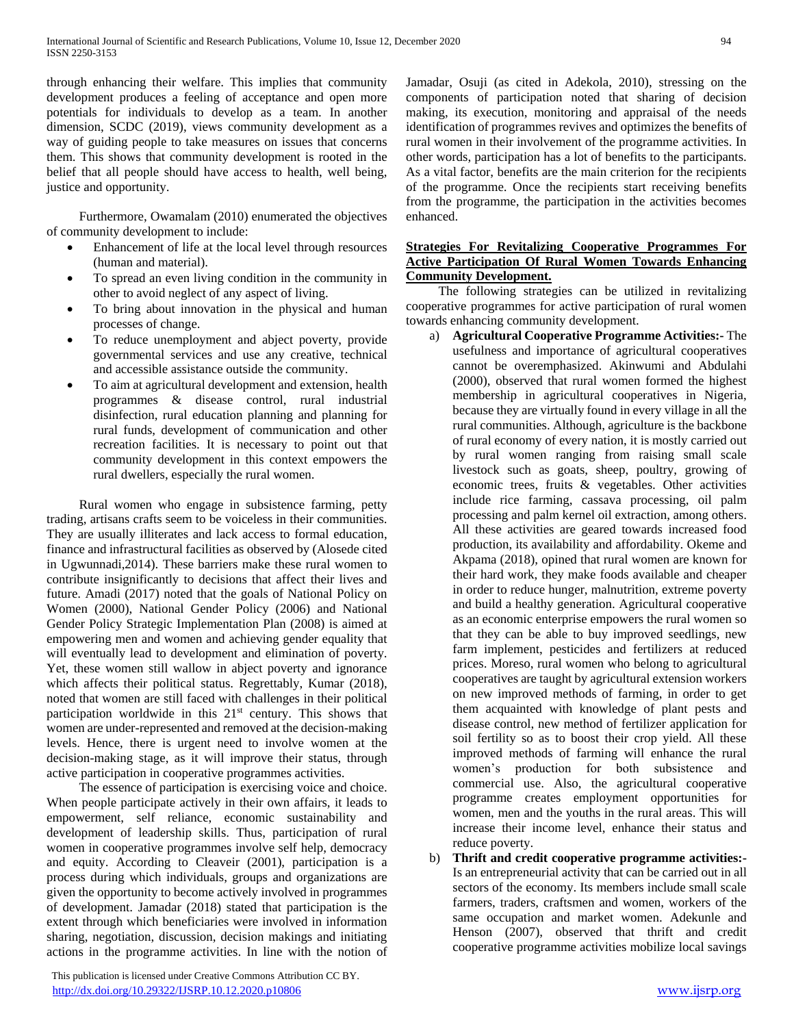through enhancing their welfare. This implies that community development produces a feeling of acceptance and open more potentials for individuals to develop as a team. In another dimension, SCDC (2019), views community development as a way of guiding people to take measures on issues that concerns them. This shows that community development is rooted in the belief that all people should have access to health, well being, justice and opportunity.

Furthermore, Owamalam (2010) enumerated the objectives of community development to include:

- Enhancement of life at the local level through resources (human and material).
- To spread an even living condition in the community in other to avoid neglect of any aspect of living.
- To bring about innovation in the physical and human processes of change.
- To reduce unemployment and abject poverty, provide governmental services and use any creative, technical and accessible assistance outside the community.
- To aim at agricultural development and extension, health programmes & disease control, rural industrial disinfection, rural education planning and planning for rural funds, development of communication and other recreation facilities. It is necessary to point out that community development in this context empowers the rural dwellers, especially the rural women.

Rural women who engage in subsistence farming, petty trading, artisans crafts seem to be voiceless in their communities. They are usually illiterates and lack access to formal education, finance and infrastructural facilities as observed by (Alosede cited in Ugwunnadi,2014). These barriers make these rural women to contribute insignificantly to decisions that affect their lives and future. Amadi (2017) noted that the goals of National Policy on Women (2000), National Gender Policy (2006) and National Gender Policy Strategic Implementation Plan (2008) is aimed at empowering men and women and achieving gender equality that will eventually lead to development and elimination of poverty. Yet, these women still wallow in abject poverty and ignorance which affects their political status. Regrettably, Kumar (2018), noted that women are still faced with challenges in their political participation worldwide in this 21st century. This shows that women are under-represented and removed at the decision-making levels. Hence, there is urgent need to involve women at the decision-making stage, as it will improve their status, through active participation in cooperative programmes activities.

The essence of participation is exercising voice and choice. When people participate actively in their own affairs, it leads to empowerment, self reliance, economic sustainability and development of leadership skills. Thus, participation of rural women in cooperative programmes involve self help, democracy and equity. According to Cleaveir (2001), participation is a process during which individuals, groups and organizations are given the opportunity to become actively involved in programmes of development. Jamadar (2018) stated that participation is the extent through which beneficiaries were involved in information sharing, negotiation, discussion, decision makings and initiating actions in the programme activities. In line with the notion of Jamadar, Osuji (as cited in Adekola, 2010), stressing on the components of participation noted that sharing of decision making, its execution, monitoring and appraisal of the needs identification of programmes revives and optimizes the benefits of rural women in their involvement of the programme activities. In other words, participation has a lot of benefits to the participants. As a vital factor, benefits are the main criterion for the recipients of the programme. Once the recipients start receiving benefits from the programme, the participation in the activities becomes enhanced.

## Strategies For Revitalizing Cooperative Programmes For Active Participation Of Rural Women Towards Enhancing Community Development.

The following strategies can be utilized in revitalizing cooperative programmes for active participation of rural women towards enhancing community development.

a) **Agricultural Cooperative Programme Activities:-** The usefulness and importance of agricultural cooperatives cannot be overemphasized. Akinwumi and Abdulahi (2000), observed that rural women formed the highest membership in agricultural cooperatives in Nigeria, because they are virtually found in every village in all the rural communities. Although, agriculture is the backbone of rural economy of every nation, it is mostly carried out by rural women ranging from raising small scale livestock such as goats, sheep, poultry, growing of economic trees, fruits & vegetables. Other activities include rice farming, cassava processing, oil palm processing and palm kernel oil extraction, among others. All these activities are geared towards increased food production, its availability and affordability. Okeme and Akpama (2018), opined that rural women are known for their hard work, they make foods available and cheaper in order to reduce hunger, malnutrition, extreme poverty and build a healthy generation. Agricultural cooperative as an economic enterprise empowers the rural women so that they can be able to buy improved seedlings, new farm implement, pesticides and fertilizers at reduced prices. Moreso, rural women who belong to agricultural cooperatives are taught by agricultural extension workers on new improved methods of farming, in order to get them acquainted with knowledge of plant pests and disease control, new method of fertilizer application for soil fertility so as to boost their crop yield. All these improved methods of farming will enhance the rural women's production for both subsistence and commercial use. Also, the agricultural cooperative programme creates employment opportunities for women, men and the youths in the rural areas. This will increase their income level, enhance their status and reduce poverty.

b) **Thrift and credit cooperative programme activities:-** Is an entrepreneurial activity that can be carried out in all sectors of the economy. Its members include small scale farmers, traders, craftsmen and women, workers of the same occupation and market women. Adekunle and Henson (2007), observed that thrift and credit cooperative programme activities mobilize local savings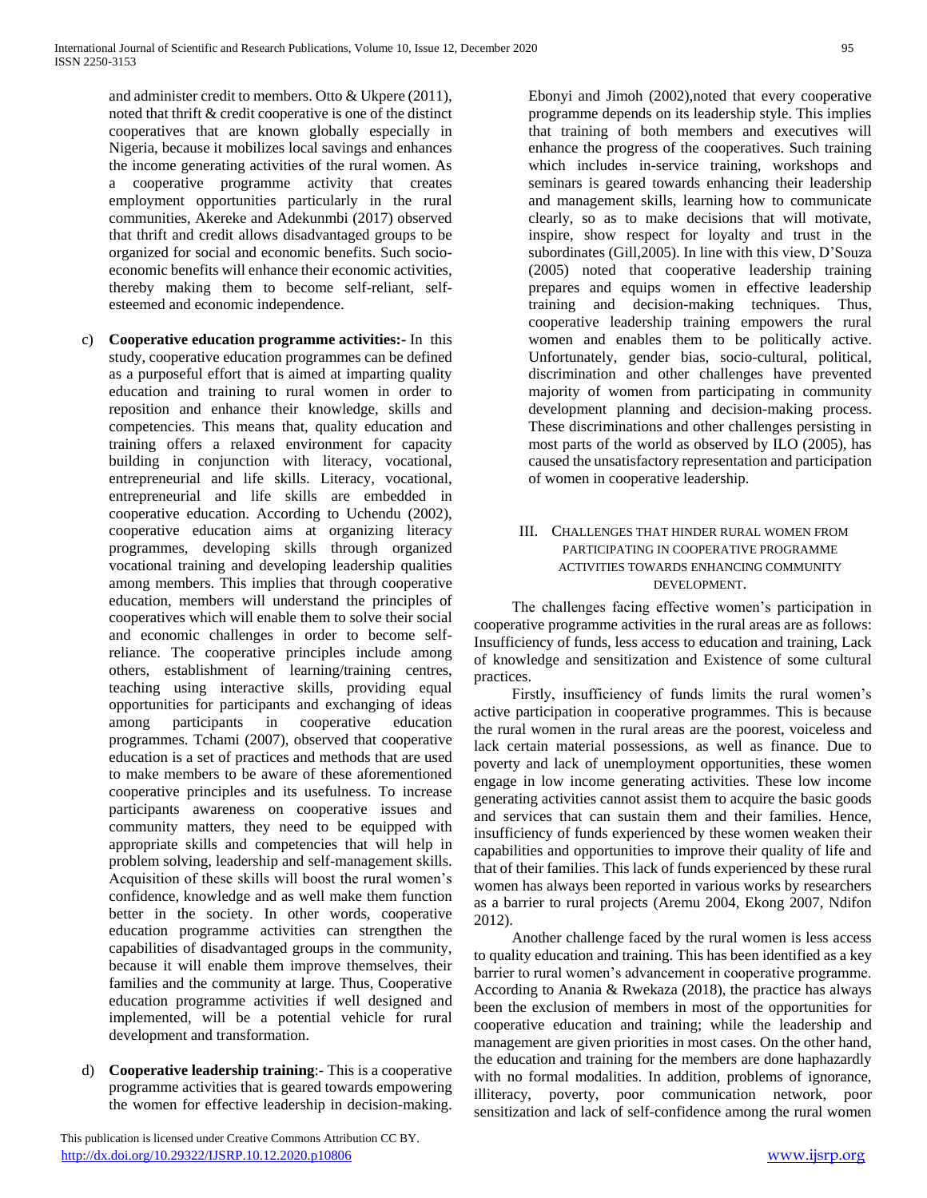and administer credit to members. Otto & Ukpere (2011), noted that thrift & credit cooperative is one of the distinct cooperatives that are known globally especially in Nigeria, because it mobilizes local savings and enhances the income generating activities of the rural women. As a cooperative programme activity that creates employment opportunities particularly in the rural communities, Akereke and Adekunmbi (2017) observed that thrift and credit allows disadvantaged groups to be organized for social and economic benefits. Such socio-economic benefits will enhance their economic activities, thereby making them to become self-reliant, self-esteemed and economic independence.

c) **Cooperative education programme activities:-** In this study, cooperative education programmes can be defined as a purposeful effort that is aimed at imparting quality education and training to rural women in order to reposition and enhance their knowledge, skills and competencies. This means that, quality education and training offers a relaxed environment for capacity building in conjunction with literacy, vocational, entrepreneurial and life skills. Literacy, vocational, entrepreneurial and life skills are embedded in cooperative education. According to Uchendu (2002), cooperative education aims at organizing literacy programmes, developing skills through organized vocational training and developing leadership qualities among members. This implies that through cooperative education, members will understand the principles of cooperatives which will enable them to solve their social and economic challenges in order to become self-reliance. The cooperative principles include among others, establishment of learning/training centres, teaching using interactive skills, providing equal opportunities for participants and exchanging of ideas among participants in cooperative education programmes. Tchami (2007), observed that cooperative education is a set of practices and methods that are used to make members to be aware of these aforementioned cooperative principles and its usefulness. To increase participants awareness on cooperative issues and community matters, they need to be equipped with appropriate skills and competencies that will help in problem solving, leadership and self-management skills. Acquisition of these skills will boost the rural women's confidence, knowledge and as well make them function better in the society. In other words, cooperative education programme activities can strengthen the capabilities of disadvantaged groups in the community, because it will enable them improve themselves, their families and the community at large. Thus, Cooperative education programme activities if well designed and implemented, will be a potential vehicle for rural development and transformation.

d) **Cooperative leadership training**:- This is a cooperative programme activities that is geared towards empowering the women for effective leadership in decision-making. Ebonyi and Jimoh (2002),noted that every cooperative programme depends on its leadership style. This implies that training of both members and executives will enhance the progress of the cooperatives. Such training which includes in-service training, workshops and seminars is geared towards enhancing their leadership and management skills, learning how to communicate clearly, so as to make decisions that will motivate, inspire, show respect for loyalty and trust in the subordinates (Gill,2005). In line with this view, D'Souza (2005) noted that cooperative leadership training prepares and equips women in effective leadership training and decision-making techniques. Thus, cooperative leadership training empowers the rural women and enables them to be politically active. Unfortunately, gender bias, socio-cultural, political, discrimination and other challenges have prevented majority of women from participating in community development planning and decision-making process. These discriminations and other challenges persisting in most parts of the world as observed by ILO (2005), has caused the unsatisfactory representation and participation of women in cooperative leadership.

## III. Challenges that hinder rural women from participating in cooperative programme activities towards enhancing community development.

The challenges facing effective women's participation in cooperative programme activities in the rural areas are as follows: Insufficiency of funds, less access to education and training, Lack of knowledge and sensitization and Existence of some cultural practices.

Firstly, insufficiency of funds limits the rural women's active participation in cooperative programmes. This is because the rural women in the rural areas are the poorest, voiceless and lack certain material possessions, as well as finance. Due to poverty and lack of unemployment opportunities, these women engage in low income generating activities. These low income generating activities cannot assist them to acquire the basic goods and services that can sustain them and their families. Hence, insufficiency of funds experienced by these women weaken their capabilities and opportunities to improve their quality of life and that of their families. This lack of funds experienced by these rural women has always been reported in various works by researchers as a barrier to rural projects (Aremu 2004, Ekong 2007, Ndifon 2012).

Another challenge faced by the rural women is less access to quality education and training. This has been identified as a key barrier to rural women's advancement in cooperative programme. According to Anania & Rwekaza (2018), the practice has always been the exclusion of members in most of the opportunities for cooperative education and training; while the leadership and management are given priorities in most cases. On the other hand, the education and training for the members are done haphazardly with no formal modalities. In addition, problems of ignorance, illiteracy, poverty, poor communication network, poor sensitization and lack of self-confidence among the rural women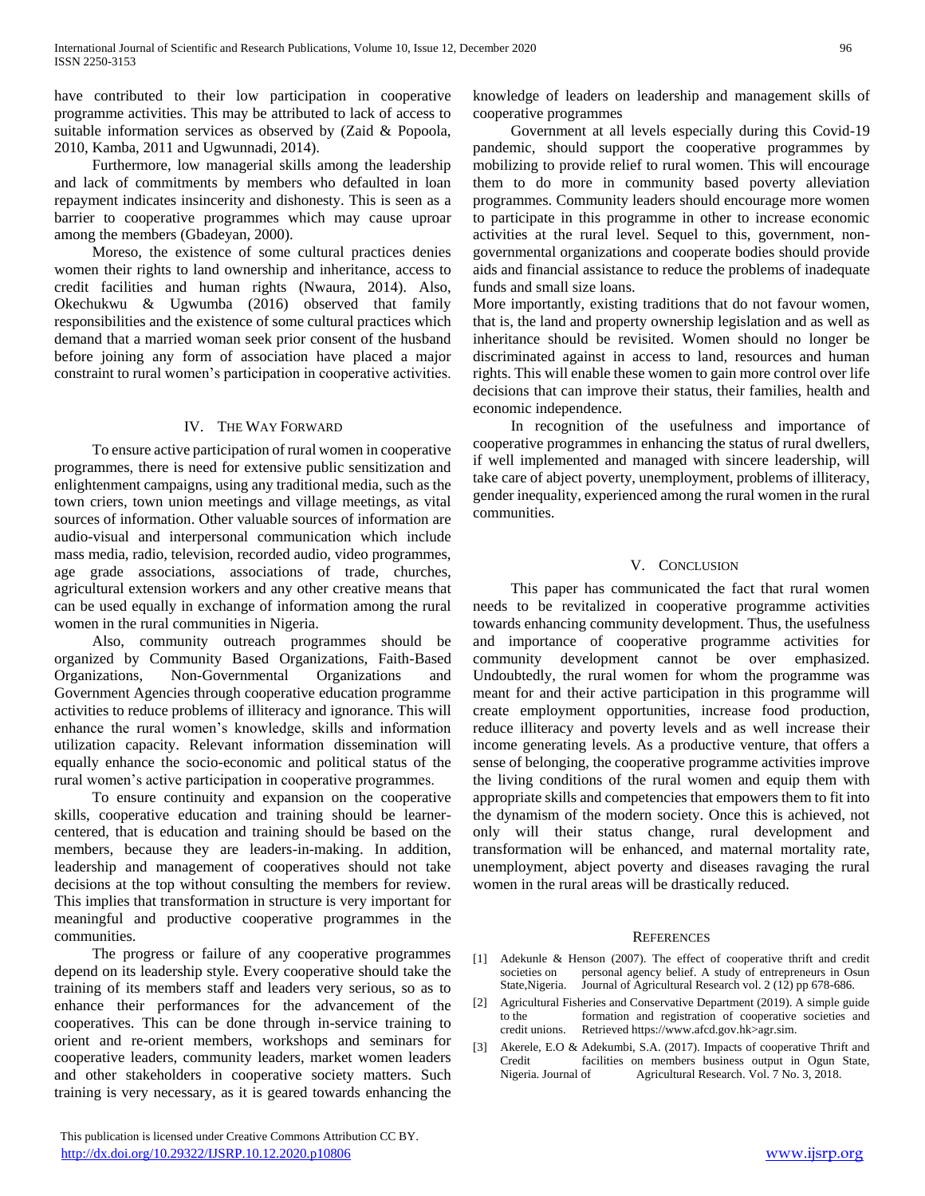have contributed to their low participation in cooperative programme activities. This may be attributed to lack of access to suitable information services as observed by (Zaid & Popoola, 2010, Kamba, 2011 and Ugwunnadi, 2014).

Furthermore, low managerial skills among the leadership and lack of commitments by members who defaulted in loan repayment indicates insincerity and dishonesty. This is seen as a barrier to cooperative programmes which may cause uproar among the members (Gbadeyan, 2000).

Moreso, the existence of some cultural practices denies women their rights to land ownership and inheritance, access to credit facilities and human rights (Nwaura, 2014). Also, Okechukwu & Ugwumba (2016) observed that family responsibilities and the existence of some cultural practices which demand that a married woman seek prior consent of the husband before joining any form of association have placed a major constraint to rural women's participation in cooperative activities.

## IV. The Way Forward

To ensure active participation of rural women in cooperative programmes, there is need for extensive public sensitization and enlightenment campaigns, using any traditional media, such as the town criers, town union meetings and village meetings, as vital sources of information. Other valuable sources of information are audio-visual and interpersonal communication which include mass media, radio, television, recorded audio, video programmes, age grade associations, associations of trade, churches, agricultural extension workers and any other creative means that can be used equally in exchange of information among the rural women in the rural communities in Nigeria.

Also, community outreach programmes should be organized by Community Based Organizations, Faith-Based Organizations, Non-Governmental Organizations and Government Agencies through cooperative education programme activities to reduce problems of illiteracy and ignorance. This will enhance the rural women's knowledge, skills and information utilization capacity. Relevant information dissemination will equally enhance the socio-economic and political status of the rural women's active participation in cooperative programmes.

To ensure continuity and expansion on the cooperative skills, cooperative education and training should be learner-centered, that is education and training should be based on the members, because they are leaders-in-making. In addition, leadership and management of cooperatives should not take decisions at the top without consulting the members for review. This implies that transformation in structure is very important for meaningful and productive cooperative programmes in the communities.

The progress or failure of any cooperative programmes depend on its leadership style. Every cooperative should take the training of its members staff and leaders very serious, so as to enhance their performances for the advancement of the cooperatives. This can be done through in-service training to orient and re-orient members, workshops and seminars for cooperative leaders, community leaders, market women leaders and other stakeholders in cooperative society matters. Such training is very necessary, as it is geared towards enhancing the knowledge of leaders on leadership and management skills of cooperative programmes

Government at all levels especially during this Covid-19 pandemic, should support the cooperative programmes by mobilizing to provide relief to rural women. This will encourage them to do more in community based poverty alleviation programmes. Community leaders should encourage more women to participate in this programme in other to increase economic activities at the rural level. Sequel to this, government, non-governmental organizations and cooperate bodies should provide aids and financial assistance to reduce the problems of inadequate funds and small size loans.

More importantly, existing traditions that do not favour women, that is, the land and property ownership legislation and as well as inheritance should be revisited. Women should no longer be discriminated against in access to land, resources and human rights. This will enable these women to gain more control over life decisions that can improve their status, their families, health and economic independence.

In recognition of the usefulness and importance of cooperative programmes in enhancing the status of rural dwellers, if well implemented and managed with sincere leadership, will take care of abject poverty, unemployment, problems of illiteracy, gender inequality, experienced among the rural women in the rural communities.

## V. Conclusion

This paper has communicated the fact that rural women needs to be revitalized in cooperative programme activities towards enhancing community development. Thus, the usefulness and importance of cooperative programme activities for community development cannot be over emphasized. Undoubtedly, the rural women for whom the programme was meant for and their active participation in this programme will create employment opportunities, increase food production, reduce illiteracy and poverty levels and as well increase their income generating levels. As a productive venture, that offers a sense of belonging, the cooperative programme activities improve the living conditions of the rural women and equip them with appropriate skills and competencies that empowers them to fit into the dynamism of the modern society. Once this is achieved, not only will their status change, rural development and transformation will be enhanced, and maternal mortality rate, unemployment, abject poverty and diseases ravaging the rural women in the rural areas will be drastically reduced.

## References

[1] Adekunle & Henson (2007). The effect of cooperative thrift and credit societies on personal agency belief. A study of entrepreneurs in Osun State,Nigeria. Journal of Agricultural Research vol. 2 (12) pp 678-686.

[2] Agricultural Fisheries and Conservative Department (2019). A simple guide to the formation and registration of cooperative societies and credit unions. Retrieved https://www.afcd.gov.hk>agr.sim.

[3] Akerele, E.O & Adekumbi, S.A. (2017). Impacts of cooperative Thrift and Credit facilities on members business output in Ogun State, Nigeria. Journal of Agricultural Research. Vol. 7 No. 3, 2018.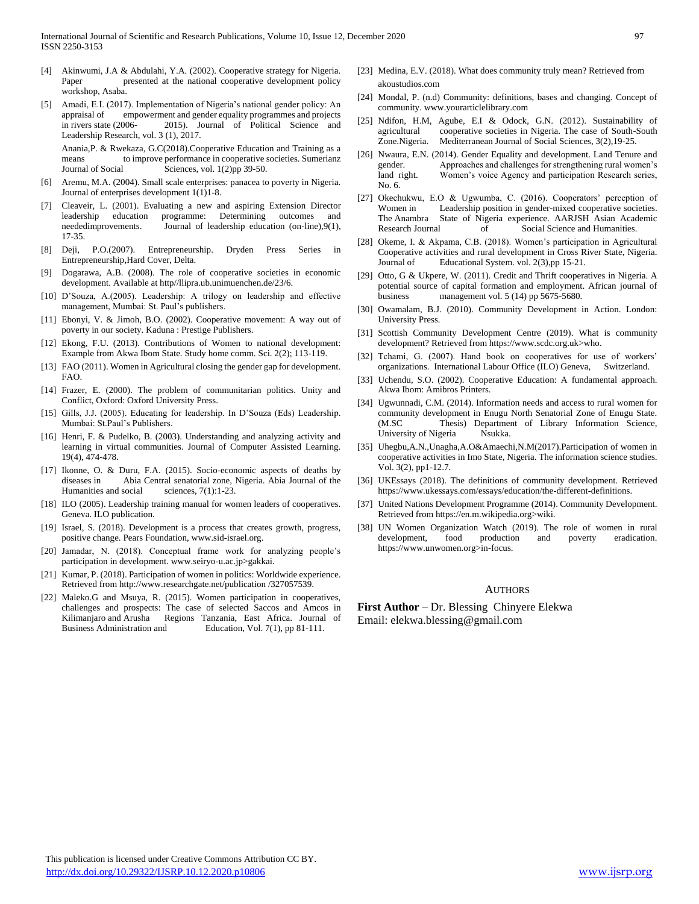[4] Akinwumi, J.A & Abdulahi, Y.A. (2002). Cooperative strategy for Nigeria. Paper presented at the national cooperative development policy workshop, Asaba.

[5] Amadi, E.I. (2017). Implementation of Nigeria's national gender policy: An appraisal of empowerment and gender equality programmes and projects in rivers state (2006- 2015). Journal of Political Science and Leadership Research, vol. 3 (1), 2017.

Anania,P. & Rwekaza, G.C(2018).Cooperative Education and Training as a means to improve performance in cooperative societies. Sumerianz Journal of Social Sciences, vol. 1(2)pp 39-50.

[6] Aremu, M.A. (2004). Small scale enterprises: panacea to poverty in Nigeria. Journal of enterprises development 1(1)1-8.

[7] Cleaveir, L. (2001). Evaluating a new and aspiring Extension Director leadership education programme: Determining outcomes and neededimprovements. Journal of leadership education (on-line),9(1), 17-35.

[8] Deji, P.O.(2007). Entrepreneurship. Dryden Press Series in Entrepreneurship,Hard Cover, Delta.

[9] Dogarawa, A.B. (2008). The role of cooperative societies in economic development. Available at http//llipra.ub.unimuenchen.de/23/6.

[10] D'Souza, A.(2005). Leadership: A trilogy on leadership and effective management, Mumbai: St. Paul's publishers.

[11] Ebonyi, V. & Jimoh, B.O. (2002). Cooperative movement: A way out of poverty in our society. Kaduna : Prestige Publishers.

[12] Ekong, F.U. (2013). Contributions of Women to national development: Example from Akwa Ibom State. Study home comm. Sci. 2(2); 113-119.

[13] FAO (2011). Women in Agricultural closing the gender gap for development. FAO.

[14] Frazer, E. (2000). The problem of communitarian politics. Unity and Conflict, Oxford: Oxford University Press.

[15] Gills, J.J. (2005). Educating for leadership. In D'Souza (Eds) Leadership. Mumbai: St.Paul's Publishers.

[16] Henri, F. & Pudelko, B. (2003). Understanding and analyzing activity and learning in virtual communities. Journal of Computer Assisted Learning. 19(4), 474-478.

[17] Ikonne, O. & Duru, F.A. (2015). Socio-economic aspects of deaths by diseases in Abia Central senatorial zone, Nigeria. Abia Journal of the Humanities and social sciences, 7(1):1-23.

[18] ILO (2005). Leadership training manual for women leaders of cooperatives. Geneva. ILO publication.

[19] Israel, S. (2018). Development is a process that creates growth, progress, positive change. Pears Foundation, www.sid-israel.org.

[20] Jamadar, N. (2018). Conceptual frame work for analyzing people's participation in development. www.seiryo-u.ac.jp>gakkai.

[21] Kumar, P. (2018). Participation of women in politics: Worldwide experience. Retrieved from http://www.researchgate.net/publication /327057539.

[22] Maleko.G and Msuya, R. (2015). Women participation in cooperatives, challenges and prospects: The case of selected Saccos and Amcos in Kilimanjaro and Arusha Regions Tanzania, East Africa. Journal of Business Administration and Education, Vol. 7(1), pp 81-111.

[23] Medina, E.V. (2018). What does community truly mean? Retrieved from akoustudios.com

[24] Mondal, P. (n.d) Community: definitions, bases and changing. Concept of community. www.yourarticlelibrary.com

[25] Ndifon, H.M, Agube, E.I & Odock, G.N. (2012). Sustainability of agricultural cooperative societies in Nigeria. The case of South-South Zone.Nigeria. Mediterranean Journal of Social Sciences, 3(2),19-25.

[26] Nwaura, E.N. (2014). Gender Equality and development. Land Tenure and gender. Approaches and challenges for strengthening rural women's land right. Women's voice Agency and participation Research series, No. 6.

[27] Okechukwu, E.O & Ugwumba, C. (2016). Cooperators' perception of Women in Leadership position in gender-mixed cooperative societies. The Anambra State of Nigeria experience. AARJSH Asian Academic Research Journal of Social Science and Humanities.

[28] Okeme, I. & Akpama, C.B. (2018). Women's participation in Agricultural Cooperative activities and rural development in Cross River State, Nigeria. Journal of Educational System. vol. 2(3),pp 15-21.

[29] Otto, G & Ukpere, W. (2011). Credit and Thrift cooperatives in Nigeria. A potential source of capital formation and employment. African journal of business management vol. 5 (14) pp 5675-5680.

[30] Owamalam, B.J. (2010). Community Development in Action. London: University Press.

[31] Scottish Community Development Centre (2019). What is community development? Retrieved from https://www.scdc.org.uk>who.

[32] Tchami, G. (2007). Hand book on cooperatives for use of workers' organizations. International Labour Office (ILO) Geneva, Switzerland.

[33] Uchendu, S.O. (2002). Cooperative Education: A fundamental approach. Akwa Ibom: Amibros Printers.

[34] Ugwunnadi, C.M. (2014). Information needs and access to rural women for community development in Enugu North Senatorial Zone of Enugu State. (M.SC Thesis) Department of Library Information Science, University of Nigeria Nsukka.

[35] Uhegbu,A.N.,Unagha,A.O&Amaechi,N.M(2017).Participation of women in cooperative activities in Imo State, Nigeria. The information science studies. Vol. 3(2), pp1-12.7.

[36] UKEssays (2018). The definitions of community development. Retrieved https://www.ukessays.com/essays/education/the-different-definitions.

[37] United Nations Development Programme (2014). Community Development. Retrieved from https://en.m.wikipedia.org>wiki.

[38] UN Women Organization Watch (2019). The role of women in rural development, food production and poverty eradication. https://www.unwomen.org>in-focus.

## AUTHORS

**First Author** – Dr. Blessing Chinyere Elekwa
Email: elekwa.blessing@gmail.com

This publication is licensed under Creative Commons Attribution CC BY.
http://dx.doi.org/10.29322/IJSRP.10.12.2020.p10806